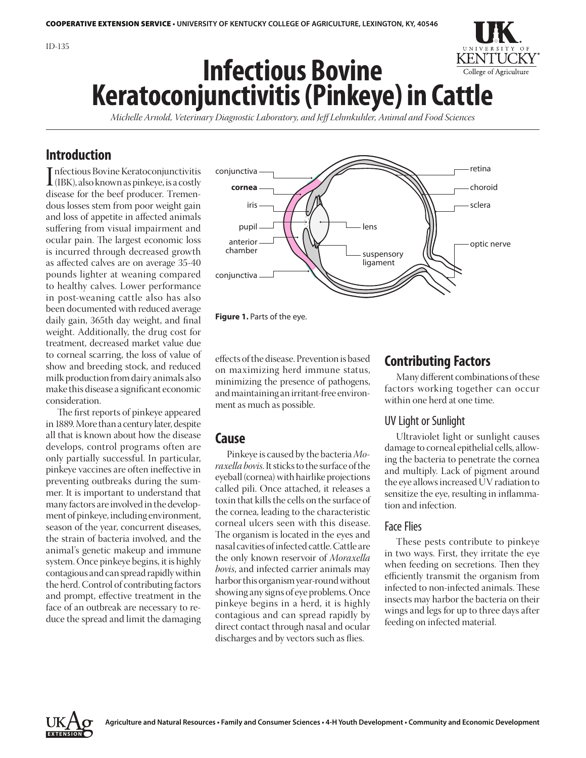COOPERATIVE EXTENSION SERVICE • UNIVERSITY OF KENTUCKY COLLEGE OF AGRICULTURE, LEXINGTON, KY, 40546

ID-135

# Infectious Bovine Keratoconjunctivitis (Pinkeye) in Cattle

*Michelle Arnold, Veterinary Diagnostic Laboratory, and Jeff Lehmkuhler, Animal and Food Sciences*

## Introduction

Infectious Bovine Keratoconjunctivitis (IBK), also known as pinkeye, is a costly disease for the beef producer. Tremendous losses stem from poor weight gain and loss of appetite in affected animals suffering from visual impairment and ocular pain. The largest economic loss is incurred through decreased growth as affected calves are on average 35-40 pounds lighter at weaning compared to healthy calves. Lower performance in post-weaning cattle also has also been documented with reduced average daily gain, 365th day weight, and final weight. Additionally, the drug cost for treatment, decreased market value due to corneal scarring, the loss of value of show and breeding stock, and reduced milk production from dairy animals also make this disease a significant economic consideration.

The first reports of pinkeye appeared in 1889. More than a century later, despite all that is known about how the disease develops, control programs often are only partially successful. In particular, pinkeye vaccines are often ineffective in preventing outbreaks during the summer. It is important to understand that many factors are involved in the development of pinkeye, including environment, season of the year, concurrent diseases, the strain of bacteria involved, and the animal's genetic makeup and immune system. Once pinkeye begins, it is highly contagious and can spread rapidly within the herd. Control of contributing factors and prompt, effective treatment in the face of an outbreak are necessary to reduce the spread and limit the damaging effects of the disease. Prevention is based on maximizing herd immune status, minimizing the presence of pathogens, and maintaining an irritant-free environment as much as possible.

conjunctiva, cornea, iris, pupil, anterior chamber, conjunctiva, lens, suspensory ligament, retina, choroid, sclera, optic nerve

**Figure 1.** Parts of the eye.

## Cause

Pinkeye is caused by the bacteria *Moraxella bovis*. It sticks to the surface of the eyeball (cornea) with hairlike projections called pili. Once attached, it releases a toxin that kills the cells on the surface of the cornea, leading to the characteristic corneal ulcers seen with this disease. The organism is located in the eyes and nasal cavities of infected cattle. Cattle are the only known reservoir of *Moraxella bovis*, and infected carrier animals may harbor this organism year-round without showing any signs of eye problems. Once pinkeye begins in a herd, it is highly contagious and can spread rapidly by direct contact through nasal and ocular discharges and by vectors such as flies.

## Contributing Factors

Many different combinations of these factors working together can occur within one herd at one time.

### UV Light or Sunlight

Ultraviolet light or sunlight causes damage to corneal epithelial cells, allowing the bacteria to penetrate the cornea and multiply. Lack of pigment around the eye allows increased UV radiation to sensitize the eye, resulting in inflammation and infection.

### Face Flies

These pests contribute to pinkeye in two ways. First, they irritate the eye when feeding on secretions. Then they efficiently transmit the organism from infected to non-infected animals. These insects may harbor the bacteria on their wings and legs for up to three days after feeding on infected material.

Agriculture and Natural Resources • Family and Consumer Sciences • 4-H Youth Development • Community and Economic Development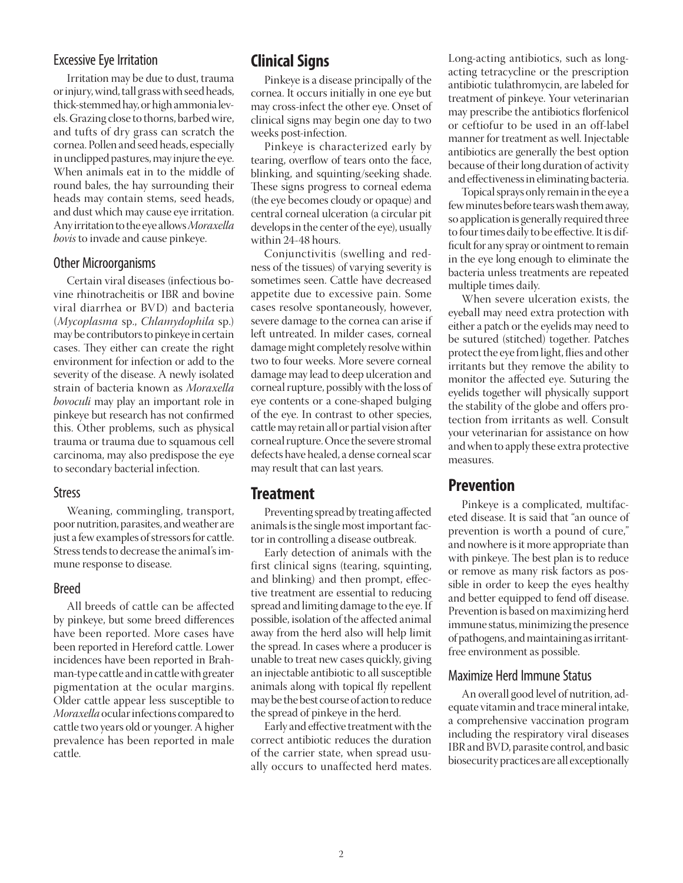### Excessive Eye Irritation

Irritation may be due to dust, trauma or injury, wind, tall grass with seed heads, thick-stemmed hay, or high ammonia levels. Grazing close to thorns, barbed wire, and tufts of dry grass can scratch the cornea. Pollen and seed heads, especially in unclipped pastures, may injure the eye. When animals eat in to the middle of round bales, the hay surrounding their heads may contain stems, seed heads, and dust which may cause eye irritation. Any irritation to the eye allows *Moraxella bovis* to invade and cause pinkeye.

### Other Microorganisms

Certain viral diseases (infectious bovine rhinotracheitis or IBR and bovine viral diarrhea or BVD) and bacteria (*Mycoplasma* sp., *Chlamydophila* sp.) may be contributors to pinkeye in certain cases. They either can create the right environment for infection or add to the severity of the disease. A newly isolated strain of bacteria known as *Moraxella bovoculi* may play an important role in pinkeye but research has not confirmed this. Other problems, such as physical trauma or trauma due to squamous cell carcinoma, may also predispose the eye to secondary bacterial infection.

### Stress

Weaning, commingling, transport, poor nutrition, parasites, and weather are just a few examples of stressors for cattle. Stress tends to decrease the animal's immune response to disease.

### Breed

All breeds of cattle can be affected by pinkeye, but some breed differences have been reported. More cases have been reported in Hereford cattle. Lower incidences have been reported in Brahman-type cattle and in cattle with greater pigmentation at the ocular margins. Older cattle appear less susceptible to *Moraxella* ocular infections compared to cattle two years old or younger. A higher prevalence has been reported in male cattle.

## Clinical Signs

Pinkeye is a disease principally of the cornea. It occurs initially in one eye but may cross-infect the other eye. Onset of clinical signs may begin one day to two weeks post-infection.

Pinkeye is characterized early by tearing, overflow of tears onto the face, blinking, and squinting/seeking shade. These signs progress to corneal edema (the eye becomes cloudy or opaque) and central corneal ulceration (a circular pit develops in the center of the eye), usually within 24-48 hours.

Conjunctivitis (swelling and redness of the tissues) of varying severity is sometimes seen. Cattle have decreased appetite due to excessive pain. Some cases resolve spontaneously, however, severe damage to the cornea can arise if left untreated. In milder cases, corneal damage might completely resolve within two to four weeks. More severe corneal damage may lead to deep ulceration and corneal rupture, possibly with the loss of eye contents or a cone-shaped bulging of the eye. In contrast to other species, cattle may retain all or partial vision after corneal rupture. Once the severe stromal defects have healed, a dense corneal scar may result that can last years.

## Treatment

Preventing spread by treating affected animals is the single most important factor in controlling a disease outbreak.

Early detection of animals with the first clinical signs (tearing, squinting, and blinking) and then prompt, effective treatment are essential to reducing spread and limiting damage to the eye. If possible, isolation of the affected animal away from the herd also will help limit the spread. In cases where a producer is unable to treat new cases quickly, giving an injectable antibiotic to all susceptible animals along with topical fly repellent may be the best course of action to reduce the spread of pinkeye in the herd.

Early and effective treatment with the correct antibiotic reduces the duration of the carrier state, when spread usually occurs to unaffected herd mates. Long-acting antibiotics, such as long-acting tetracycline or the prescription antibiotic tulathromycin, are labeled for treatment of pinkeye. Your veterinarian may prescribe the antibiotics florfenicol or ceftiofur to be used in an off-label manner for treatment as well. Injectable antibiotics are generally the best option because of their long duration of activity and effectiveness in eliminating bacteria.

Topical sprays only remain in the eye a few minutes before tears wash them away, so application is generally required three to four times daily to be effective. It is difficult for any spray or ointment to remain in the eye long enough to eliminate the bacteria unless treatments are repeated multiple times daily.

When severe ulceration exists, the eyeball may need extra protection with either a patch or the eyelids may need to be sutured (stitched) together. Patches protect the eye from light, flies and other irritants but they remove the ability to monitor the affected eye. Suturing the eyelids together will physically support the stability of the globe and offers protection from irritants as well. Consult your veterinarian for assistance on how and when to apply these extra protective measures.

## Prevention

Pinkeye is a complicated, multifaceted disease. It is said that "an ounce of prevention is worth a pound of cure," and nowhere is it more appropriate than with pinkeye. The best plan is to reduce or remove as many risk factors as possible in order to keep the eyes healthy and better equipped to fend off disease. Prevention is based on maximizing herd immune status, minimizing the presence of pathogens, and maintaining as irritant-free environment as possible.

### Maximize Herd Immune Status

An overall good level of nutrition, adequate vitamin and trace mineral intake, a comprehensive vaccination program including the respiratory viral diseases IBR and BVD, parasite control, and basic biosecurity practices are all exceptionally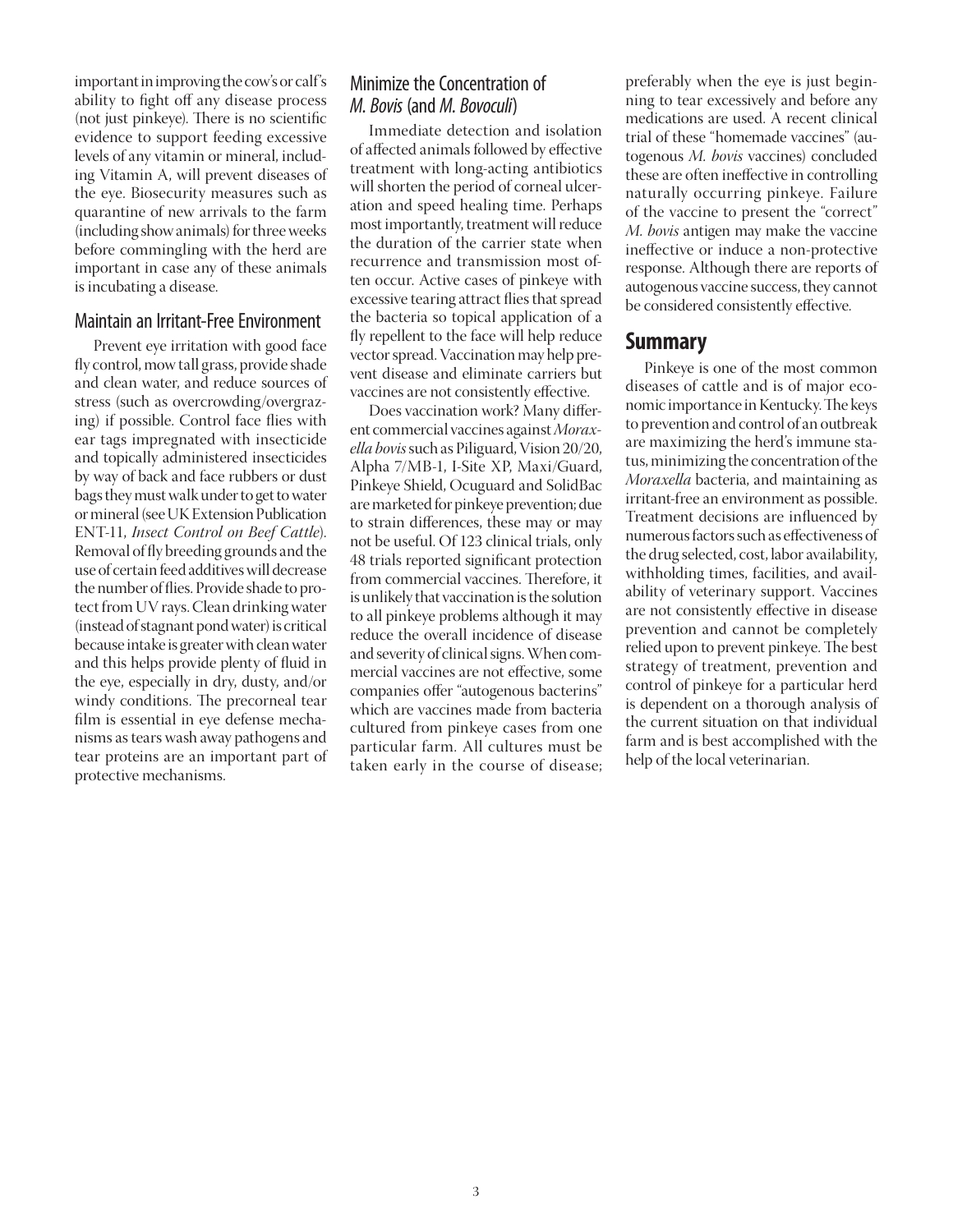important in improving the cow's or calf's ability to fight off any disease process (not just pinkeye). There is no scientific evidence to support feeding excessive levels of any vitamin or mineral, including Vitamin A, will prevent diseases of the eye. Biosecurity measures such as quarantine of new arrivals to the farm (including show animals) for three weeks before commingling with the herd are important in case any of these animals is incubating a disease.

### Maintain an Irritant-Free Environment

Prevent eye irritation with good face fly control, mow tall grass, provide shade and clean water, and reduce sources of stress (such as overcrowding/overgrazing) if possible. Control face flies with ear tags impregnated with insecticide and topically administered insecticides by way of back and face rubbers or dust bags they must walk under to get to water or mineral (see UK Extension Publication ENT-11, *Insect Control on Beef Cattle*). Removal of fly breeding grounds and the use of certain feed additives will decrease the number of flies. Provide shade to protect from UV rays. Clean drinking water (instead of stagnant pond water) is critical because intake is greater with clean water and this helps provide plenty of fluid in the eye, especially in dry, dusty, and/or windy conditions. The precorneal tear film is essential in eye defense mechanisms as tears wash away pathogens and tear proteins are an important part of protective mechanisms.

### Minimize the Concentration of *M. Bovis* (and *M. Bovoculi*)

Immediate detection and isolation of affected animals followed by effective treatment with long-acting antibiotics will shorten the period of corneal ulceration and speed healing time. Perhaps most importantly, treatment will reduce the duration of the carrier state when recurrence and transmission most often occur. Active cases of pinkeye with excessive tearing attract flies that spread the bacteria so topical application of a fly repellent to the face will help reduce vector spread. Vaccination may help prevent disease and eliminate carriers but vaccines are not consistently effective.

Does vaccination work? Many different commercial vaccines against *Moraxella bovis* such as Piliguard, Vision 20/20, Alpha 7/MB-1, I-Site XP, Maxi/Guard, Pinkeye Shield, Ocuguard and SolidBac are marketed for pinkeye prevention; due to strain differences, these may or may not be useful. Of 123 clinical trials, only 48 trials reported significant protection from commercial vaccines. Therefore, it is unlikely that vaccination is the solution to all pinkeye problems although it may reduce the overall incidence of disease and severity of clinical signs. When commercial vaccines are not effective, some companies offer "autogenous bacterins" which are vaccines made from bacteria cultured from pinkeye cases from one particular farm. All cultures must be taken early in the course of disease; preferably when the eye is just beginning to tear excessively and before any medications are used. A recent clinical trial of these "homemade vaccines" (autogenous *M. bovis* vaccines) concluded these are often ineffective in controlling naturally occurring pinkeye. Failure of the vaccine to present the "correct" *M. bovis* antigen may make the vaccine ineffective or induce a non-protective response. Although there are reports of autogenous vaccine success, they cannot be considered consistently effective.

## Summary

Pinkeye is one of the most common diseases of cattle and is of major economic importance in Kentucky. The keys to prevention and control of an outbreak are maximizing the herd's immune status, minimizing the concentration of the *Moraxella* bacteria, and maintaining as irritant-free an environment as possible. Treatment decisions are influenced by numerous factors such as effectiveness of the drug selected, cost, labor availability, withholding times, facilities, and availability of veterinary support. Vaccines are not consistently effective in disease prevention and cannot be completely relied upon to prevent pinkeye. The best strategy of treatment, prevention and control of pinkeye for a particular herd is dependent on a thorough analysis of the current situation on that individual farm and is best accomplished with the help of the local veterinarian.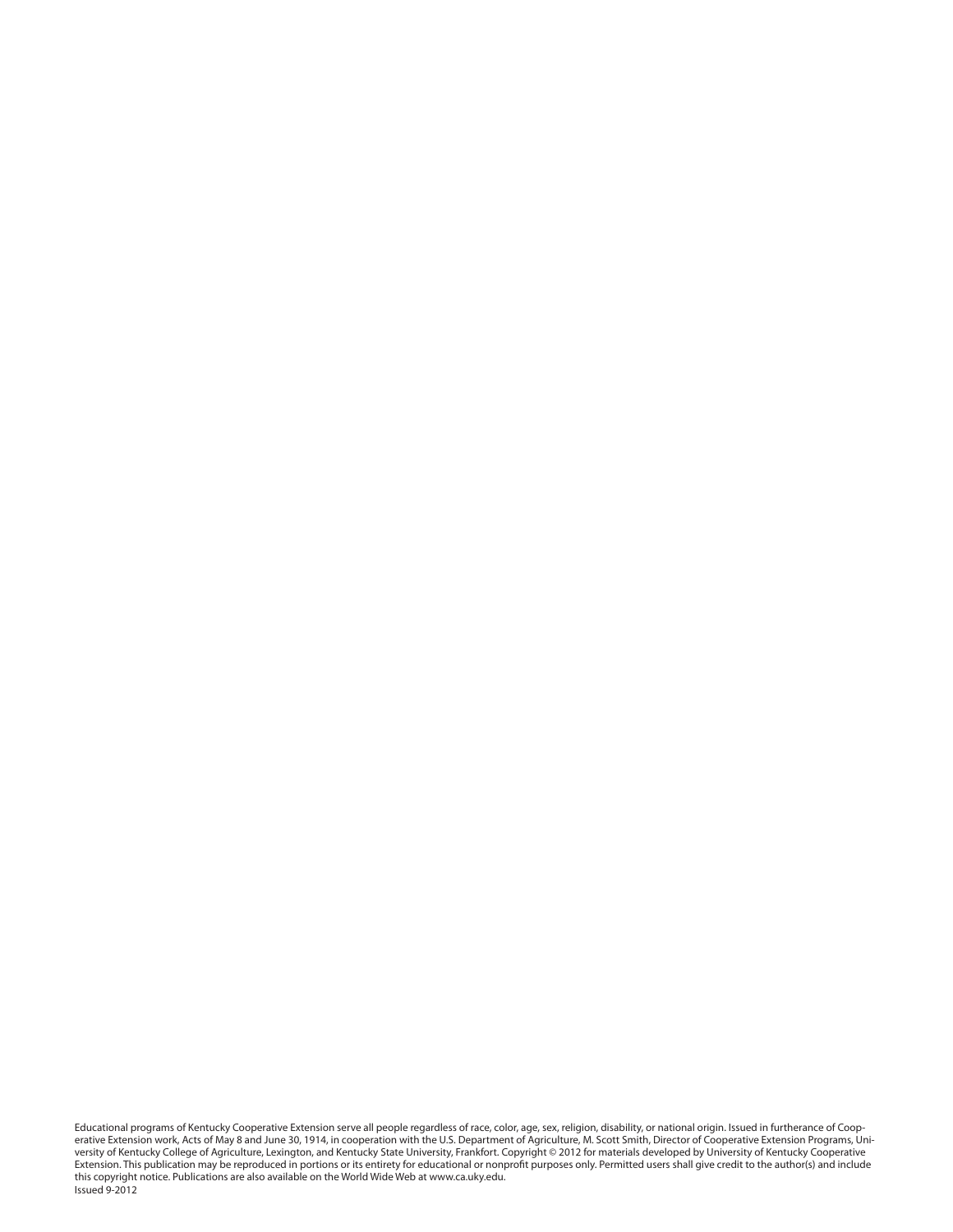Educational programs of Kentucky Cooperative Extension serve all people regardless of race, color, age, sex, religion, disability, or national origin. Issued in furtherance of Cooperative Extension work, Acts of May 8 and June 30, 1914, in cooperation with the U.S. Department of Agriculture, M. Scott Smith, Director of Cooperative Extension Programs, University of Kentucky College of Agriculture, Lexington, and Kentucky State University, Frankfort. Copyright © 2012 for materials developed by University of Kentucky Cooperative Extension. This publication may be reproduced in portions or its entirety for educational or nonprofit purposes only. Permitted users shall give credit to the author(s) and include this copyright notice. Publications are also available on the World Wide Web at www.ca.uky.edu.
Issued 9-2012